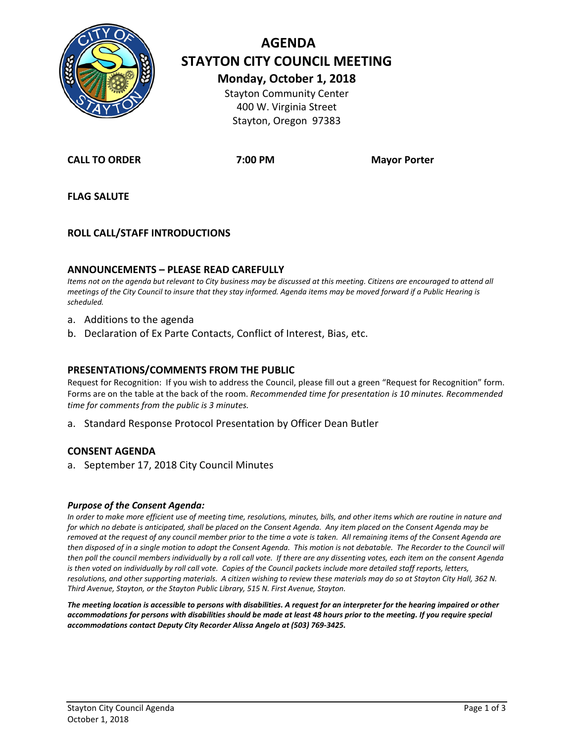# AGENDA
# STAYTON CITY COUNCIL MEETING

**Monday, October 1, 2018**

Stayton Community Center
400 W. Virginia Street
Stayton, Oregon 97383

**CALL TO ORDER** **7:00 PM** **Mayor Porter**

**FLAG SALUTE**

**ROLL CALL/STAFF INTRODUCTIONS**

## ANNOUNCEMENTS – PLEASE READ CAREFULLY

*Items not on the agenda but relevant to City business may be discussed at this meeting. Citizens are encouraged to attend all meetings of the City Council to insure that they stay informed. Agenda items may be moved forward if a Public Hearing is scheduled.*

a. Additions to the agenda
b. Declaration of Ex Parte Contacts, Conflict of Interest, Bias, etc.

## PRESENTATIONS/COMMENTS FROM THE PUBLIC

Request for Recognition: If you wish to address the Council, please fill out a green "Request for Recognition" form. Forms are on the table at the back of the room. *Recommended time for presentation is 10 minutes. Recommended time for comments from the public is 3 minutes.*

a. Standard Response Protocol Presentation by Officer Dean Butler

## CONSENT AGENDA

a. September 17, 2018 City Council Minutes

### *Purpose of the Consent Agenda:*

*In order to make more efficient use of meeting time, resolutions, minutes, bills, and other items which are routine in nature and for which no debate is anticipated, shall be placed on the Consent Agenda. Any item placed on the Consent Agenda may be removed at the request of any council member prior to the time a vote is taken. All remaining items of the Consent Agenda are then disposed of in a single motion to adopt the Consent Agenda. This motion is not debatable. The Recorder to the Council will then poll the council members individually by a roll call vote. If there are any dissenting votes, each item on the consent Agenda is then voted on individually by roll call vote. Copies of the Council packets include more detailed staff reports, letters, resolutions, and other supporting materials. A citizen wishing to review these materials may do so at Stayton City Hall, 362 N. Third Avenue, Stayton, or the Stayton Public Library, 515 N. First Avenue, Stayton.*

***The meeting location is accessible to persons with disabilities. A request for an interpreter for the hearing impaired or other accommodations for persons with disabilities should be made at least 48 hours prior to the meeting. If you require special accommodations contact Deputy City Recorder Alissa Angelo at (503) 769-3425.***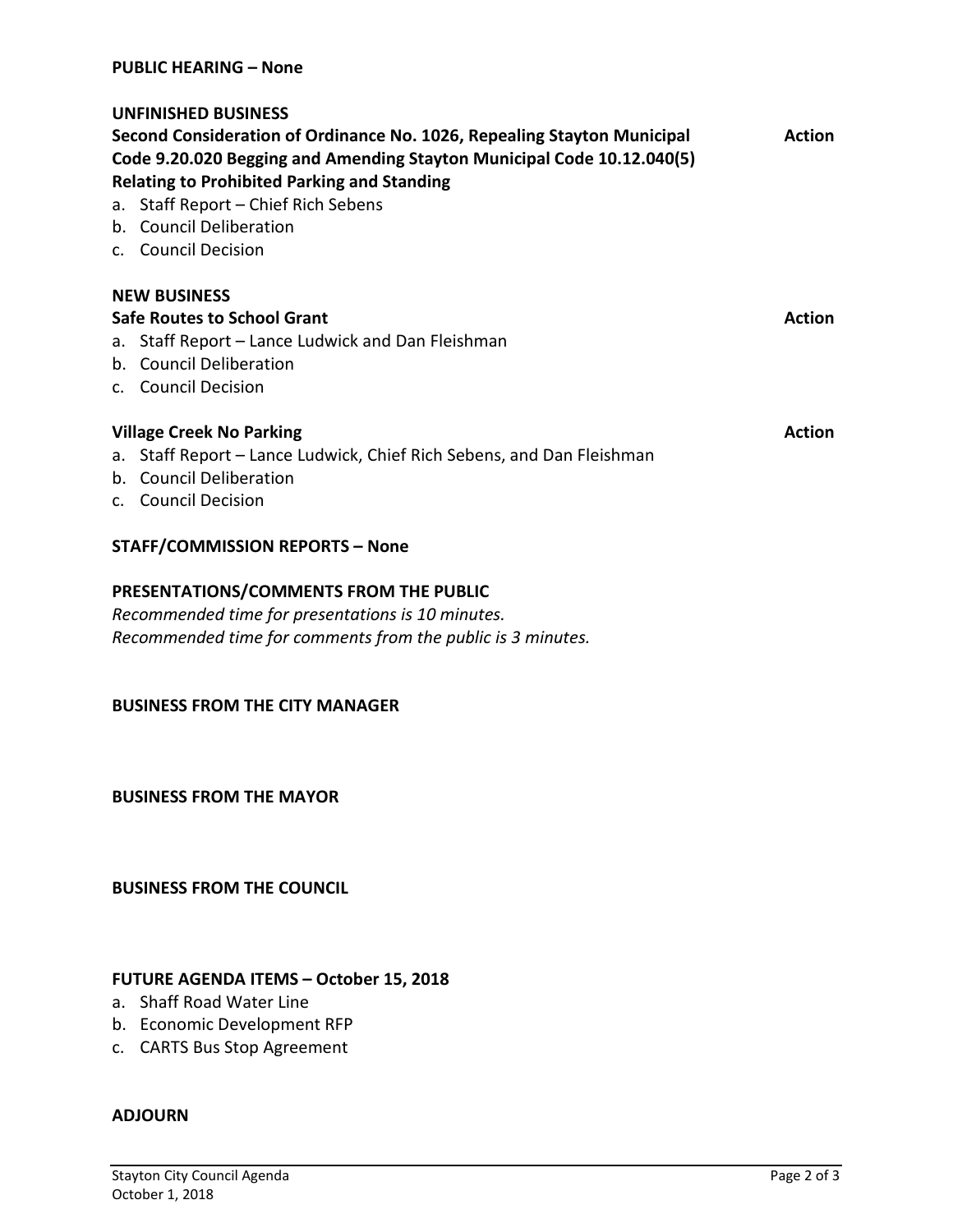**PUBLIC HEARING – None**

**UNFINISHED BUSINESS**

**Second Consideration of Ordinance No. 1026, Repealing Stayton Municipal Code 9.20.020 Begging and Amending Stayton Municipal Code 10.12.040(5) Relating to Prohibited Parking and Standing** — **Action**

a. Staff Report – Chief Rich Sebens
b. Council Deliberation
c. Council Decision

**NEW BUSINESS**

**Safe Routes to School Grant** — **Action**

a. Staff Report – Lance Ludwick and Dan Fleishman
b. Council Deliberation
c. Council Decision

**Village Creek No Parking** — **Action**

a. Staff Report – Lance Ludwick, Chief Rich Sebens, and Dan Fleishman
b. Council Deliberation
c. Council Decision

**STAFF/COMMISSION REPORTS – None**

**PRESENTATIONS/COMMENTS FROM THE PUBLIC**

*Recommended time for presentations is 10 minutes.*
*Recommended time for comments from the public is 3 minutes.*

**BUSINESS FROM THE CITY MANAGER**

**BUSINESS FROM THE MAYOR**

**BUSINESS FROM THE COUNCIL**

**FUTURE AGENDA ITEMS – October 15, 2018**

a. Shaff Road Water Line
b. Economic Development RFP
c. CARTS Bus Stop Agreement

**ADJOURN**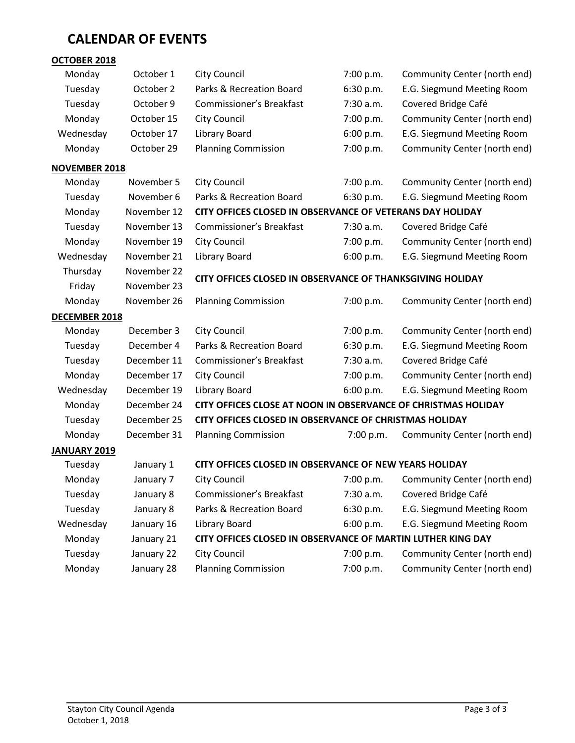# CALENDAR OF EVENTS

**OCTOBER 2018**

| | | | | |
|---|---|---|---|---|
| Monday | October 1 | City Council | 7:00 p.m. | Community Center (north end) |
| Tuesday | October 2 | Parks & Recreation Board | 6:30 p.m. | E.G. Siegmund Meeting Room |
| Tuesday | October 9 | Commissioner's Breakfast | 7:30 a.m. | Covered Bridge Café |
| Monday | October 15 | City Council | 7:00 p.m. | Community Center (north end) |
| Wednesday | October 17 | Library Board | 6:00 p.m. | E.G. Siegmund Meeting Room |
| Monday | October 29 | Planning Commission | 7:00 p.m. | Community Center (north end) |

**NOVEMBER 2018**

| | | | | |
|---|---|---|---|---|
| Monday | November 5 | City Council | 7:00 p.m. | Community Center (north end) |
| Tuesday | November 6 | Parks & Recreation Board | 6:30 p.m. | E.G. Siegmund Meeting Room |
| Monday | November 12 | **CITY OFFICES CLOSED IN OBSERVANCE OF VETERANS DAY HOLIDAY** | | |
| Tuesday | November 13 | Commissioner's Breakfast | 7:30 a.m. | Covered Bridge Café |
| Monday | November 19 | City Council | 7:00 p.m. | Community Center (north end) |
| Wednesday | November 21 | Library Board | 6:00 p.m. | E.G. Siegmund Meeting Room |
| Thursday<br>Friday | November 22<br>November 23 | **CITY OFFICES CLOSED IN OBSERVANCE OF THANKSGIVING HOLIDAY** | | |
| Monday | November 26 | Planning Commission | 7:00 p.m. | Community Center (north end) |

**DECEMBER 2018**

| | | | | |
|---|---|---|---|---|
| Monday | December 3 | City Council | 7:00 p.m. | Community Center (north end) |
| Tuesday | December 4 | Parks & Recreation Board | 6:30 p.m. | E.G. Siegmund Meeting Room |
| Tuesday | December 11 | Commissioner's Breakfast | 7:30 a.m. | Covered Bridge Café |
| Monday | December 17 | City Council | 7:00 p.m. | Community Center (north end) |
| Wednesday | December 19 | Library Board | 6:00 p.m. | E.G. Siegmund Meeting Room |
| Monday | December 24 | **CITY OFFICES CLOSE AT NOON IN OBSERVANCE OF CHRISTMAS HOLIDAY** | | |
| Tuesday | December 25 | **CITY OFFICES CLOSED IN OBSERVANCE OF CHRISTMAS HOLIDAY** | | |
| Monday | December 31 | Planning Commission | 7:00 p.m. | Community Center (north end) |

**JANUARY 2019**

| | | | | |
|---|---|---|---|---|
| Tuesday | January 1 | **CITY OFFICES CLOSED IN OBSERVANCE OF NEW YEARS HOLIDAY** | | |
| Monday | January 7 | City Council | 7:00 p.m. | Community Center (north end) |
| Tuesday | January 8 | Commissioner's Breakfast | 7:30 a.m. | Covered Bridge Café |
| Tuesday | January 8 | Parks & Recreation Board | 6:30 p.m. | E.G. Siegmund Meeting Room |
| Wednesday | January 16 | Library Board | 6:00 p.m. | E.G. Siegmund Meeting Room |
| Monday | January 21 | **CITY OFFICES CLOSED IN OBSERVANCE OF MARTIN LUTHER KING DAY** | | |
| Tuesday | January 22 | City Council | 7:00 p.m. | Community Center (north end) |
| Monday | January 28 | Planning Commission | 7:00 p.m. | Community Center (north end) |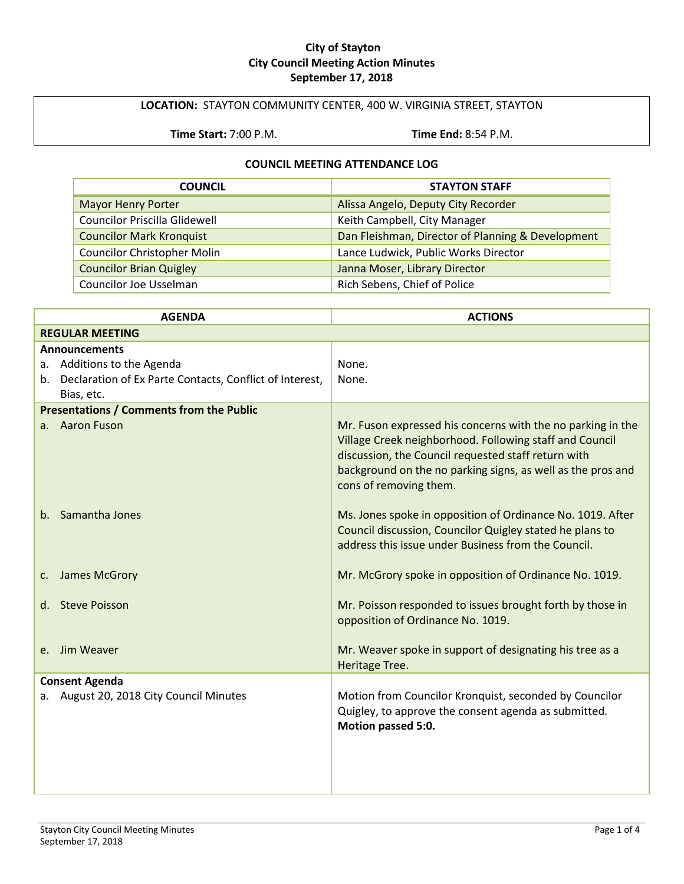**City of Stayton**
**City Council Meeting Action Minutes**
**September 17, 2018**

**LOCATION:** STAYTON COMMUNITY CENTER, 400 W. VIRGINIA STREET, STAYTON

**Time Start:** 7:00 P.M. **Time End:** 8:54 P.M.

**COUNCIL MEETING ATTENDANCE LOG**

| COUNCIL | STAYTON STAFF |
|---|---|
| Mayor Henry Porter | Alissa Angelo, Deputy City Recorder |
| Councilor Priscilla Glidewell | Keith Campbell, City Manager |
| Councilor Mark Kronquist | Dan Fleishman, Director of Planning & Development |
| Councilor Christopher Molin | Lance Ludwick, Public Works Director |
| Councilor Brian Quigley | Janna Moser, Library Director |
| Councilor Joe Usselman | Rich Sebens, Chief of Police |

| AGENDA | ACTIONS |
|---|---|
| **REGULAR MEETING** | |
| **Announcements** | |
| a. Additions to the Agenda | None. |
| b. Declaration of Ex Parte Contacts, Conflict of Interest, Bias, etc. | None. |
| **Presentations / Comments from the Public** | |
| a. Aaron Fuson | Mr. Fuson expressed his concerns with the no parking in the Village Creek neighborhood. Following staff and Council discussion, the Council requested staff return with background on the no parking signs, as well as the pros and cons of removing them. |
| b. Samantha Jones | Ms. Jones spoke in opposition of Ordinance No. 1019. After Council discussion, Councilor Quigley stated he plans to address this issue under Business from the Council. |
| c. James McGrory | Mr. McGrory spoke in opposition of Ordinance No. 1019. |
| d. Steve Poisson | Mr. Poisson responded to issues brought forth by those in opposition of Ordinance No. 1019. |
| e. Jim Weaver | Mr. Weaver spoke in support of designating his tree as a Heritage Tree. |
| **Consent Agenda** | |
| a. August 20, 2018 City Council Minutes | Motion from Councilor Kronquist, seconded by Councilor Quigley, to approve the consent agenda as submitted. **Motion passed 5:0.** |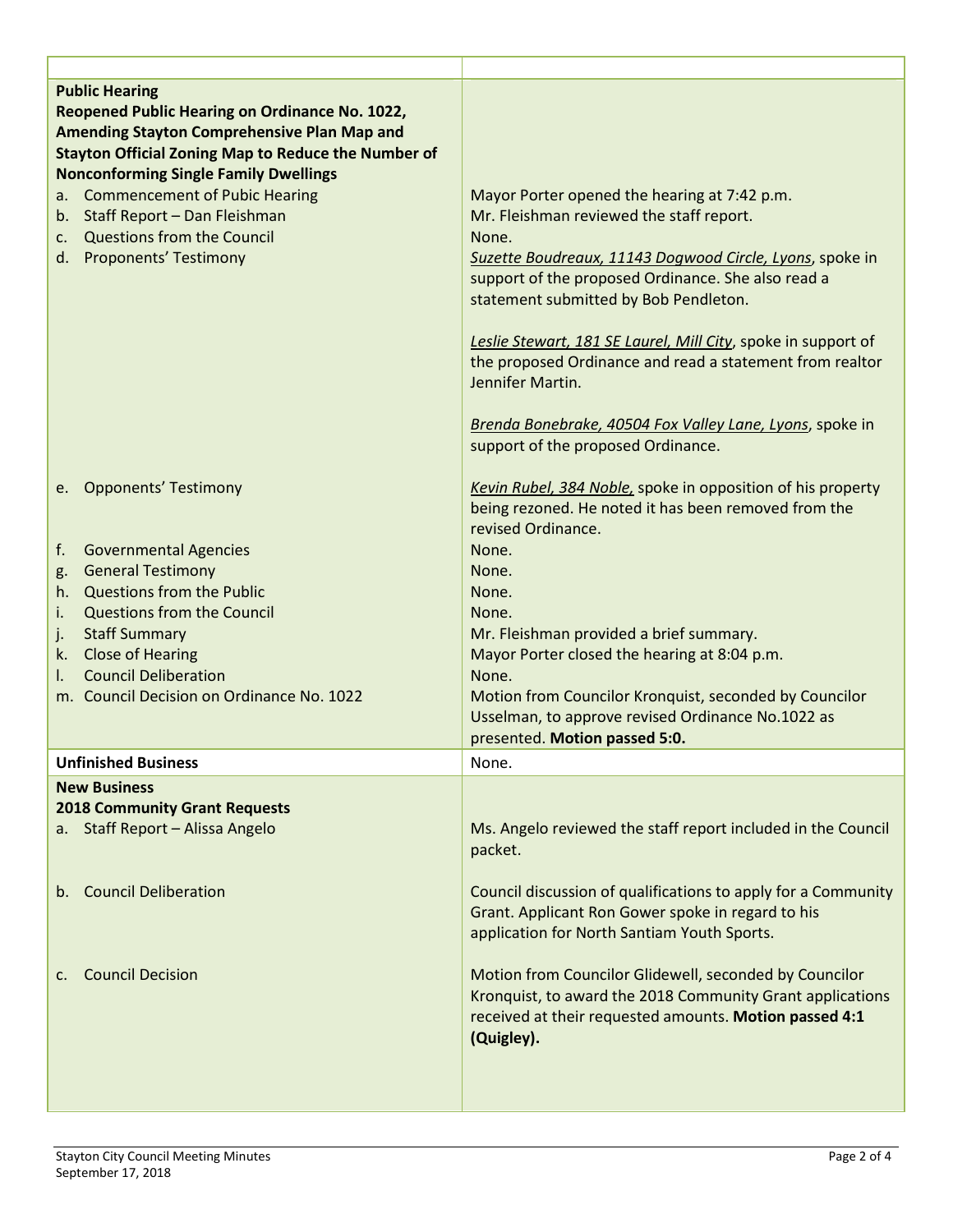| | |
|---|---|
| **Public Hearing** **Reopened Public Hearing on Ordinance No. 1022, Amending Stayton Comprehensive Plan Map and Stayton Official Zoning Map to Reduce the Number of Nonconforming Single Family Dwellings** | |
| a. Commencement of Pubic Hearing | Mayor Porter opened the hearing at 7:42 p.m. |
| b. Staff Report – Dan Fleishman | Mr. Fleishman reviewed the staff report. |
| c. Questions from the Council | None. |
| d. Proponents' Testimony | *Suzette Boudreaux, 11143 Dogwood Circle, Lyons*, spoke in support of the proposed Ordinance. She also read a statement submitted by Bob Pendleton.<br><br>*Leslie Stewart, 181 SE Laurel, Mill City*, spoke in support of the proposed Ordinance and read a statement from realtor Jennifer Martin.<br><br>*Brenda Bonebrake, 40504 Fox Valley Lane, Lyons*, spoke in support of the proposed Ordinance. |
| e. Opponents' Testimony | *Kevin Rubel, 384 Noble,* spoke in opposition of his property being rezoned. He noted it has been removed from the revised Ordinance. |
| f. Governmental Agencies | None. |
| g. General Testimony | None. |
| h. Questions from the Public | None. |
| i. Questions from the Council | None. |
| j. Staff Summary | Mr. Fleishman provided a brief summary. |
| k. Close of Hearing | Mayor Porter closed the hearing at 8:04 p.m. |
| l. Council Deliberation | None. |
| m. Council Decision on Ordinance No. 1022 | Motion from Councilor Kronquist, seconded by Councilor Usselman, to approve revised Ordinance No.1022 as presented. **Motion passed 5:0.** |
| **Unfinished Business** | None. |
| **New Business** **2018 Community Grant Requests** | |
| a. Staff Report – Alissa Angelo | Ms. Angelo reviewed the staff report included in the Council packet. |
| b. Council Deliberation | Council discussion of qualifications to apply for a Community Grant. Applicant Ron Gower spoke in regard to his application for North Santiam Youth Sports. |
| c. Council Decision | Motion from Councilor Glidewell, seconded by Councilor Kronquist, to award the 2018 Community Grant applications received at their requested amounts. **Motion passed 4:1 (Quigley).** |

Stayton City Council Meeting Minutes
September 17, 2018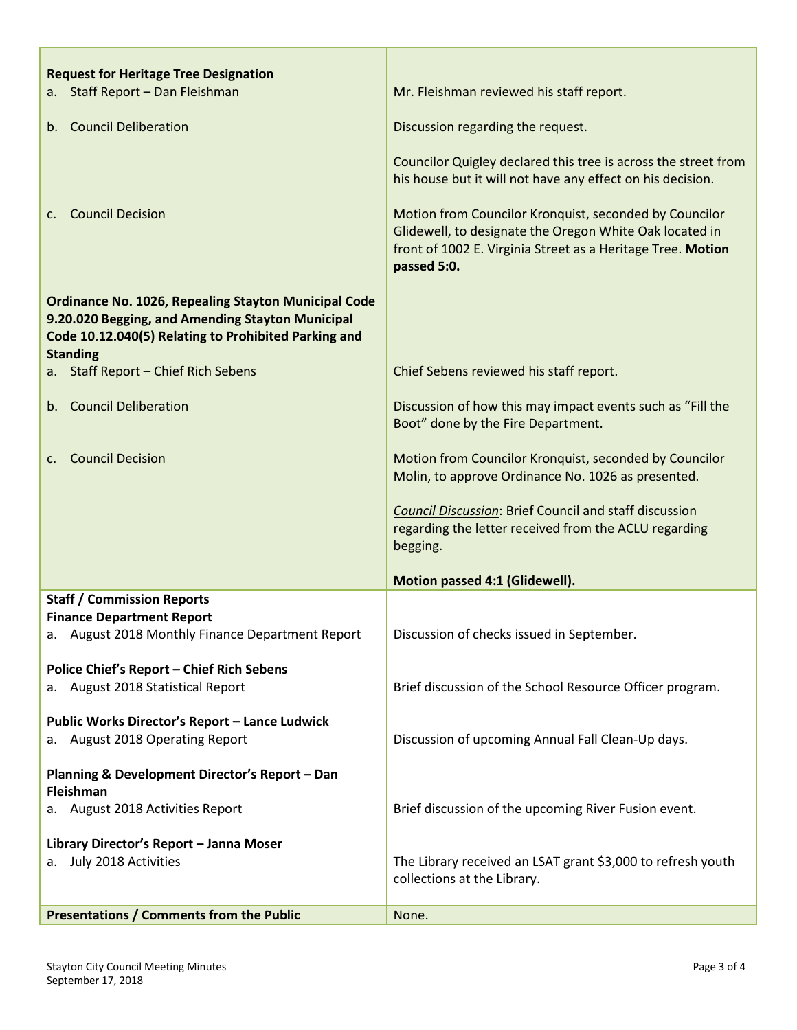| | |
|---|---|
| **Request for Heritage Tree Designation** | |
| a. Staff Report – Dan Fleishman | Mr. Fleishman reviewed his staff report. |
| b. Council Deliberation | Discussion regarding the request.<br><br>Councilor Quigley declared this tree is across the street from his house but it will not have any effect on his decision. |
| c. Council Decision | Motion from Councilor Kronquist, seconded by Councilor Glidewell, to designate the Oregon White Oak located in front of 1002 E. Virginia Street as a Heritage Tree. **Motion passed 5:0.** |
| **Ordinance No. 1026, Repealing Stayton Municipal Code 9.20.020 Begging, and Amending Stayton Municipal Code 10.12.040(5) Relating to Prohibited Parking and Standing** | |
| a. Staff Report – Chief Rich Sebens | Chief Sebens reviewed his staff report. |
| b. Council Deliberation | Discussion of how this may impact events such as "Fill the Boot" done by the Fire Department. |
| c. Council Decision | Motion from Councilor Kronquist, seconded by Councilor Molin, to approve Ordinance No. 1026 as presented.<br><br>*Council Discussion*: Brief Council and staff discussion regarding the letter received from the ACLU regarding begging.<br><br>**Motion passed 4:1 (Glidewell).** |
| **Staff / Commission Reports** | |
| **Finance Department Report** | |
| a. August 2018 Monthly Finance Department Report | Discussion of checks issued in September. |
| **Police Chief's Report – Chief Rich Sebens** | |
| a. August 2018 Statistical Report | Brief discussion of the School Resource Officer program. |
| **Public Works Director's Report – Lance Ludwick** | |
| a. August 2018 Operating Report | Discussion of upcoming Annual Fall Clean-Up days. |
| **Planning & Development Director's Report – Dan Fleishman** | |
| a. August 2018 Activities Report | Brief discussion of the upcoming River Fusion event. |
| **Library Director's Report – Janna Moser** | |
| a. July 2018 Activities | The Library received an LSAT grant $3,000 to refresh youth collections at the Library. |
| **Presentations / Comments from the Public** | None. |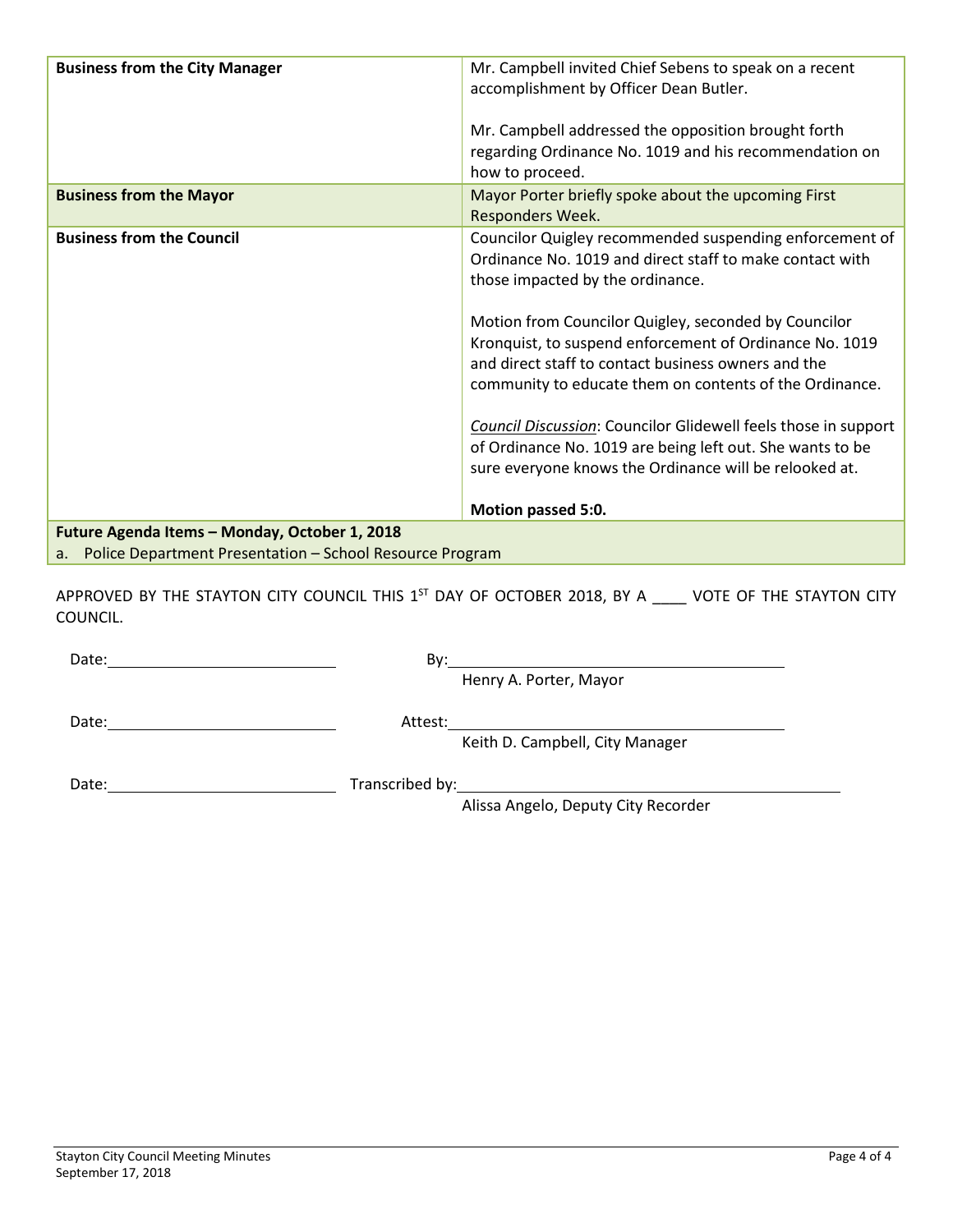| | |
|---|---|
| **Business from the City Manager** | Mr. Campbell invited Chief Sebens to speak on a recent accomplishment by Officer Dean Butler.<br><br>Mr. Campbell addressed the opposition brought forth regarding Ordinance No. 1019 and his recommendation on how to proceed. |
| **Business from the Mayor** | Mayor Porter briefly spoke about the upcoming First Responders Week. |
| **Business from the Council** | Councilor Quigley recommended suspending enforcement of Ordinance No. 1019 and direct staff to make contact with those impacted by the ordinance.<br><br>Motion from Councilor Quigley, seconded by Councilor Kronquist, to suspend enforcement of Ordinance No. 1019 and direct staff to contact business owners and the community to educate them on contents of the Ordinance.<br><br>*Council Discussion*: Councilor Glidewell feels those in support of Ordinance No. 1019 are being left out. She wants to be sure everyone knows the Ordinance will be relooked at.<br><br>**Motion passed 5:0.** |
| **Future Agenda Items – Monday, October 1, 2018**<br>a. Police Department Presentation – School Resource Program | |

APPROVED BY THE STAYTON CITY COUNCIL THIS 1ST DAY OF OCTOBER 2018, BY A ____ VOTE OF THE STAYTON CITY COUNCIL.

Date: ____________________ By: ______________________________
Henry A. Porter, Mayor

Date: ____________________ Attest: ______________________________
Keith D. Campbell, City Manager

Date: ____________________ Transcribed by: ______________________________
Alissa Angelo, Deputy City Recorder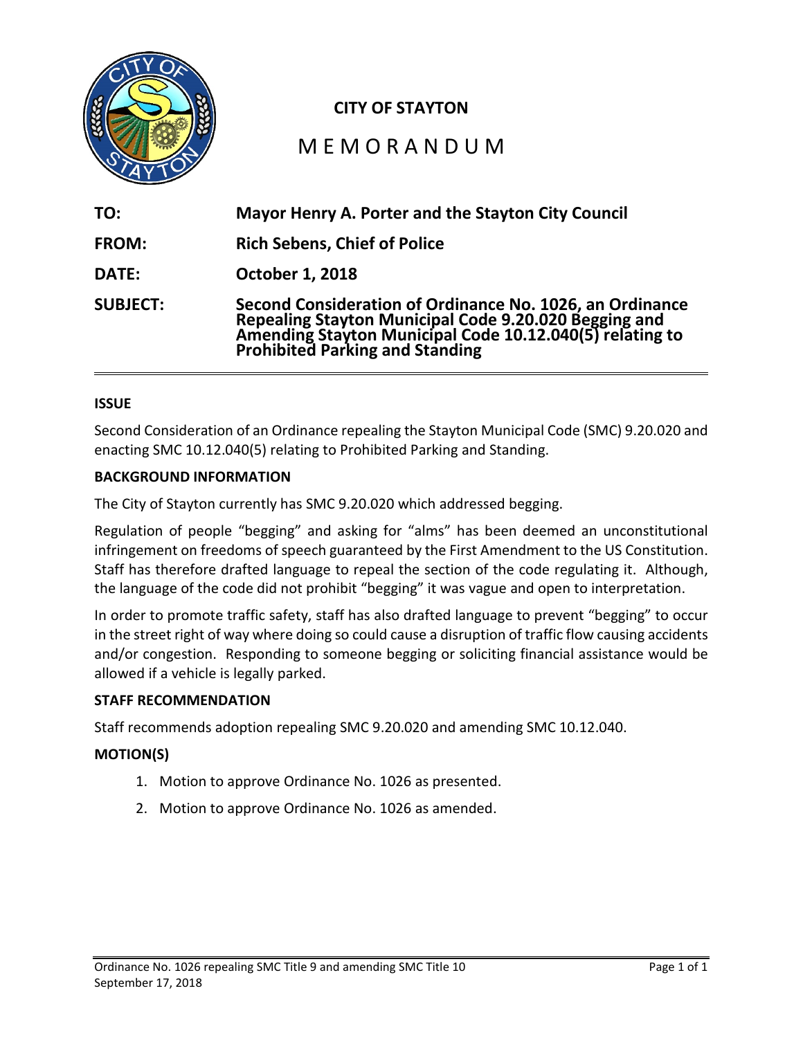# CITY OF STAYTON

## MEMORANDUM

**TO:** **Mayor Henry A. Porter and the Stayton City Council**

**FROM:** **Rich Sebens, Chief of Police**

**DATE:** **October 1, 2018**

**SUBJECT:** **Second Consideration of Ordinance No. 1026, an Ordinance Repealing Stayton Municipal Code 9.20.020 Begging and Amending Stayton Municipal Code 10.12.040(5) relating to Prohibited Parking and Standing**

---

**ISSUE**

Second Consideration of an Ordinance repealing the Stayton Municipal Code (SMC) 9.20.020 and enacting SMC 10.12.040(5) relating to Prohibited Parking and Standing.

**BACKGROUND INFORMATION**

The City of Stayton currently has SMC 9.20.020 which addressed begging.

Regulation of people "begging" and asking for "alms" has been deemed an unconstitutional infringement on freedoms of speech guaranteed by the First Amendment to the US Constitution. Staff has therefore drafted language to repeal the section of the code regulating it. Although, the language of the code did not prohibit "begging" it was vague and open to interpretation.

In order to promote traffic safety, staff has also drafted language to prevent "begging" to occur in the street right of way where doing so could cause a disruption of traffic flow causing accidents and/or congestion. Responding to someone begging or soliciting financial assistance would be allowed if a vehicle is legally parked.

**STAFF RECOMMENDATION**

Staff recommends adoption repealing SMC 9.20.020 and amending SMC 10.12.040.

**MOTION(S)**

1. Motion to approve Ordinance No. 1026 as presented.
2. Motion to approve Ordinance No. 1026 as amended.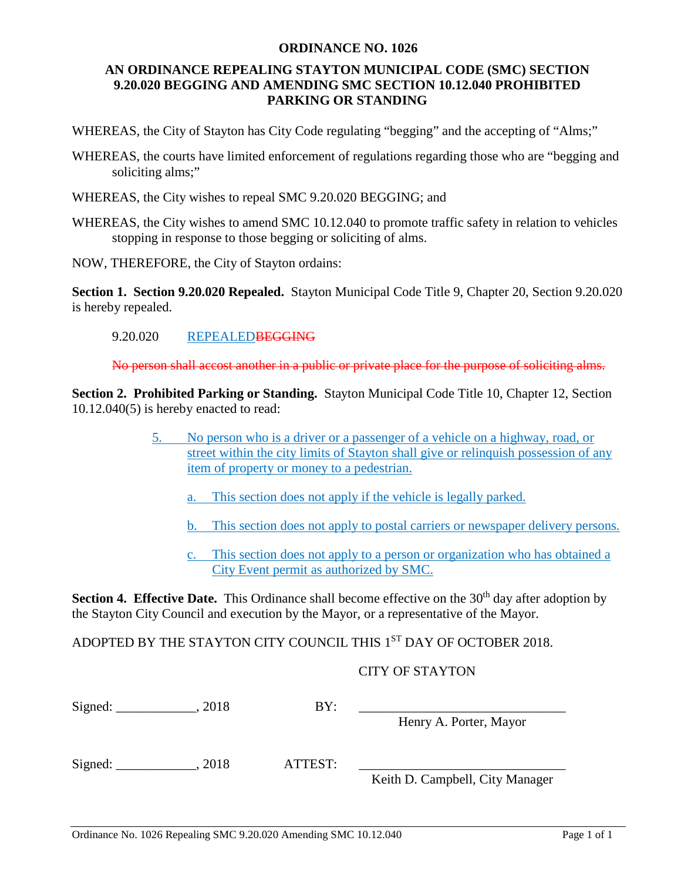**ORDINANCE NO. 1026**

**AN ORDINANCE REPEALING STAYTON MUNICIPAL CODE (SMC) SECTION 9.20.020 BEGGING AND AMENDING SMC SECTION 10.12.040 PROHIBITED PARKING OR STANDING**

WHEREAS, the City of Stayton has City Code regulating "begging" and the accepting of "Alms;"

WHEREAS, the courts have limited enforcement of regulations regarding those who are "begging and soliciting alms;"

WHEREAS, the City wishes to repeal SMC 9.20.020 BEGGING; and

WHEREAS, the City wishes to amend SMC 10.12.040 to promote traffic safety in relation to vehicles stopping in response to those begging or soliciting of alms.

NOW, THEREFORE, the City of Stayton ordains:

**Section 1. Section 9.20.020 Repealed.** Stayton Municipal Code Title 9, Chapter 20, Section 9.20.020 is hereby repealed.

9.20.020 REPEALED~~BEGGING~~

~~No person shall accost another in a public or private place for the purpose of soliciting alms.~~

**Section 2. Prohibited Parking or Standing.** Stayton Municipal Code Title 10, Chapter 12, Section 10.12.040(5) is hereby enacted to read:

5. No person who is a driver or a passenger of a vehicle on a highway, road, or street within the city limits of Stayton shall give or relinquish possession of any item of property or money to a pedestrian.

   a. This section does not apply if the vehicle is legally parked.

   b. This section does not apply to postal carriers or newspaper delivery persons.

   c. This section does not apply to a person or organization who has obtained a City Event permit as authorized by SMC.

**Section 4. Effective Date.** This Ordinance shall become effective on the 30th day after adoption by the Stayton City Council and execution by the Mayor, or a representative of the Mayor.

ADOPTED BY THE STAYTON CITY COUNCIL THIS 1ST DAY OF OCTOBER 2018.

CITY OF STAYTON

Signed: ____________, 2018 BY: ______________________________
Henry A. Porter, Mayor

Signed: ____________, 2018 ATTEST: ______________________________
Keith D. Campbell, City Manager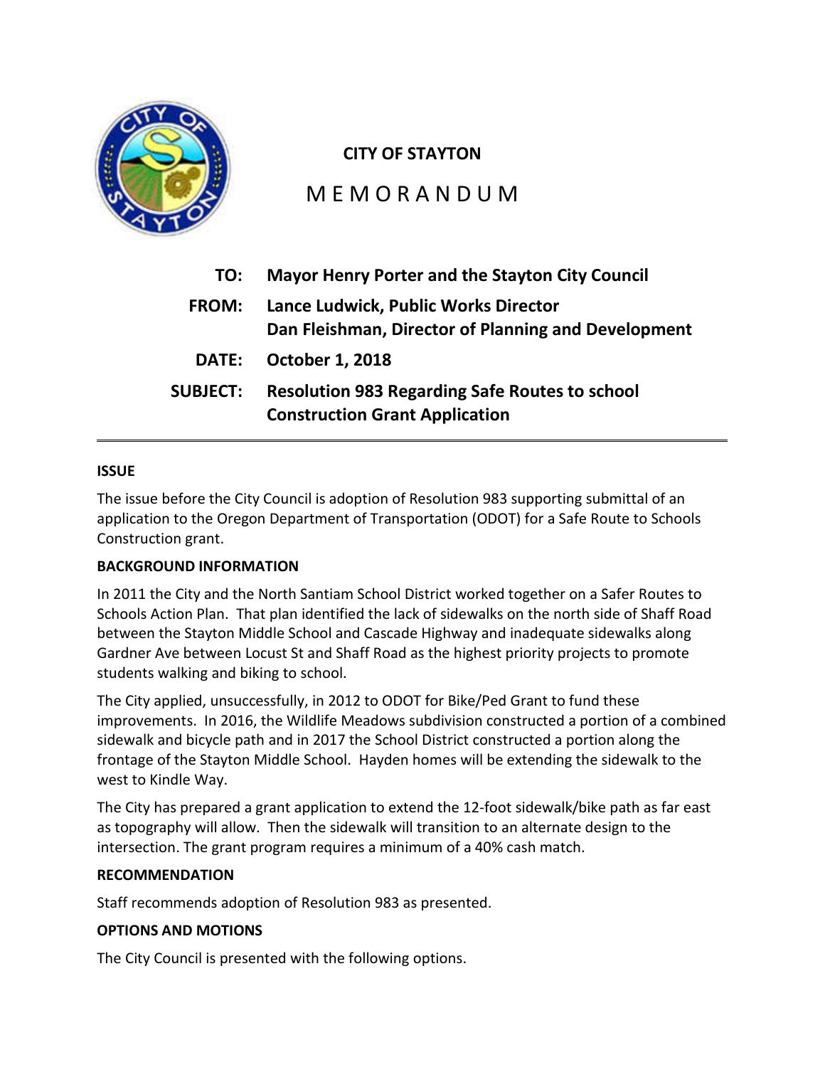**CITY OF STAYTON**

# MEMORANDUM

| | |
|---|---|
| **TO:** | **Mayor Henry Porter and the Stayton City Council** |
| **FROM:** | **Lance Ludwick, Public Works Director**<br>**Dan Fleishman, Director of Planning and Development** |
| **DATE:** | **October 1, 2018** |
| **SUBJECT:** | **Resolution 983 Regarding Safe Routes to school Construction Grant Application** |

---

**ISSUE**

The issue before the City Council is adoption of Resolution 983 supporting submittal of an application to the Oregon Department of Transportation (ODOT) for a Safe Route to Schools Construction grant.

**BACKGROUND INFORMATION**

In 2011 the City and the North Santiam School District worked together on a Safer Routes to Schools Action Plan. That plan identified the lack of sidewalks on the north side of Shaff Road between the Stayton Middle School and Cascade Highway and inadequate sidewalks along Gardner Ave between Locust St and Shaff Road as the highest priority projects to promote students walking and biking to school.

The City applied, unsuccessfully, in 2012 to ODOT for Bike/Ped Grant to fund these improvements. In 2016, the Wildlife Meadows subdivision constructed a portion of a combined sidewalk and bicycle path and in 2017 the School District constructed a portion along the frontage of the Stayton Middle School. Hayden homes will be extending the sidewalk to the west to Kindle Way.

The City has prepared a grant application to extend the 12-foot sidewalk/bike path as far east as topography will allow. Then the sidewalk will transition to an alternate design to the intersection. The grant program requires a minimum of a 40% cash match.

**RECOMMENDATION**

Staff recommends adoption of Resolution 983 as presented.

**OPTIONS AND MOTIONS**

The City Council is presented with the following options.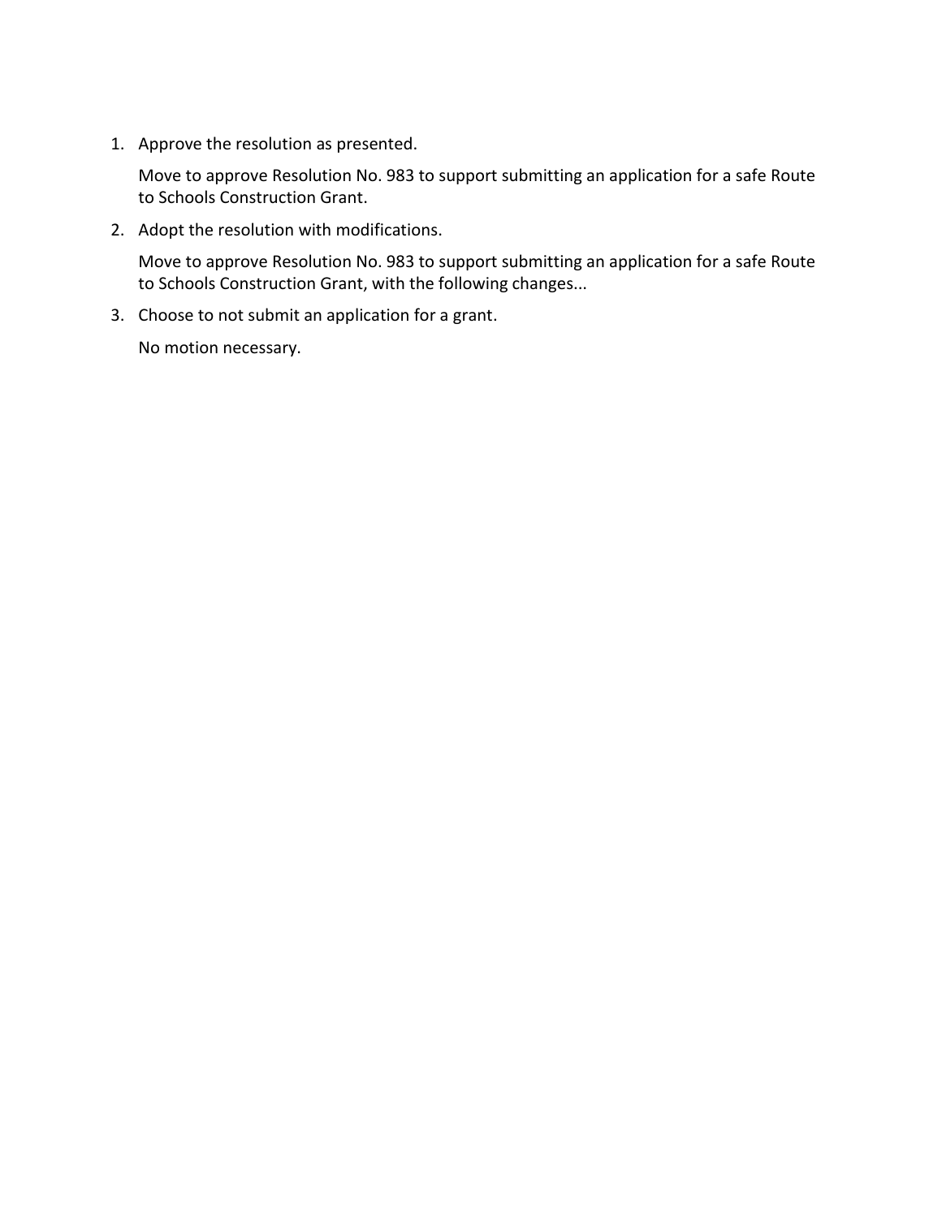1. Approve the resolution as presented.

   Move to approve Resolution No. 983 to support submitting an application for a safe Route to Schools Construction Grant.

2. Adopt the resolution with modifications.

   Move to approve Resolution No. 983 to support submitting an application for a safe Route to Schools Construction Grant, with the following changes...

3. Choose to not submit an application for a grant.

   No motion necessary.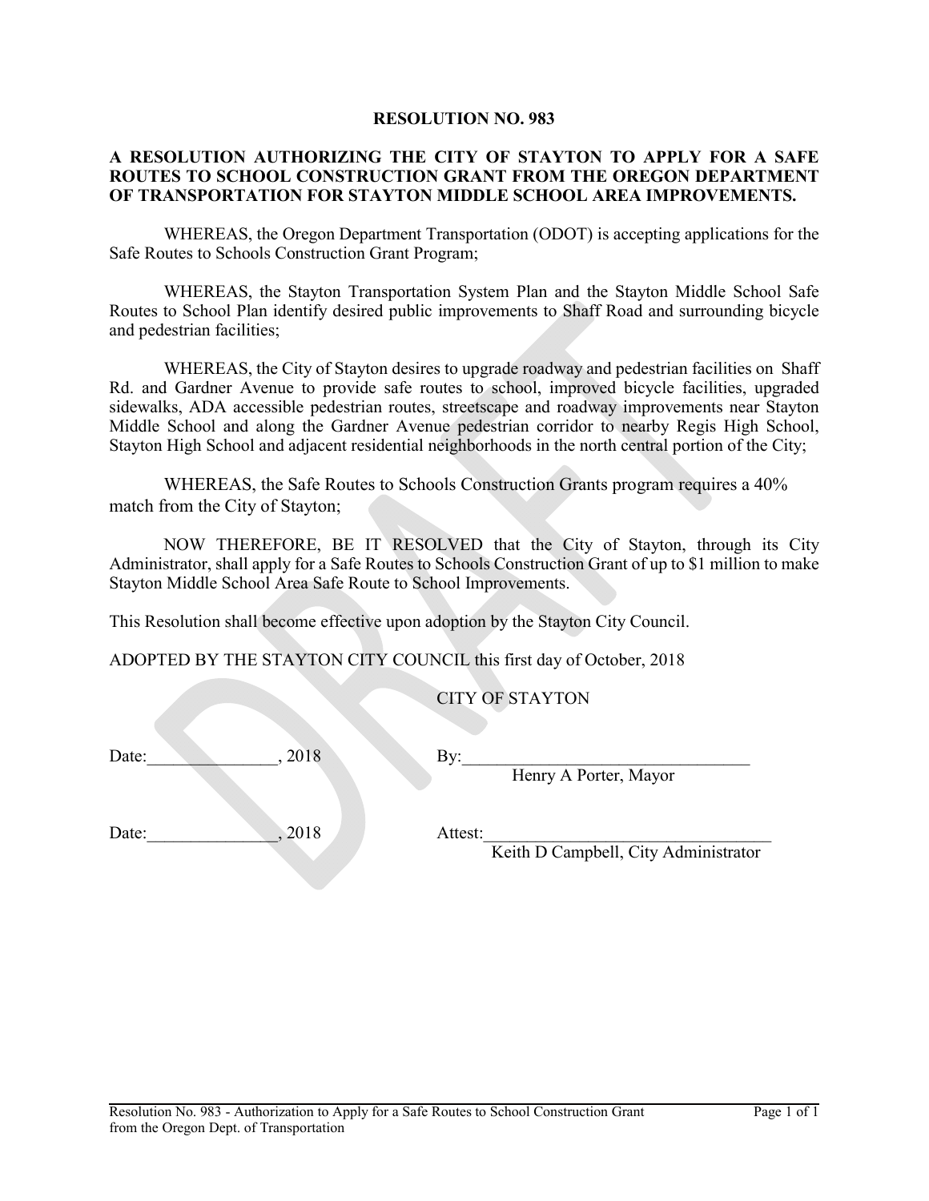**RESOLUTION NO. 983**

**A RESOLUTION AUTHORIZING THE CITY OF STAYTON TO APPLY FOR A SAFE ROUTES TO SCHOOL CONSTRUCTION GRANT FROM THE OREGON DEPARTMENT OF TRANSPORTATION FOR STAYTON MIDDLE SCHOOL AREA IMPROVEMENTS.**

WHEREAS, the Oregon Department Transportation (ODOT) is accepting applications for the Safe Routes to Schools Construction Grant Program;

WHEREAS, the Stayton Transportation System Plan and the Stayton Middle School Safe Routes to School Plan identify desired public improvements to Shaff Road and surrounding bicycle and pedestrian facilities;

WHEREAS, the City of Stayton desires to upgrade roadway and pedestrian facilities on Shaff Rd. and Gardner Avenue to provide safe routes to school, improved bicycle facilities, upgraded sidewalks, ADA accessible pedestrian routes, streetscape and roadway improvements near Stayton Middle School and along the Gardner Avenue pedestrian corridor to nearby Regis High School, Stayton High School and adjacent residential neighborhoods in the north central portion of the City;

WHEREAS, the Safe Routes to Schools Construction Grants program requires a 40% match from the City of Stayton;

NOW THEREFORE, BE IT RESOLVED that the City of Stayton, through its City Administrator, shall apply for a Safe Routes to Schools Construction Grant of up to $1 million to make Stayton Middle School Area Safe Route to School Improvements.

This Resolution shall become effective upon adoption by the Stayton City Council.

ADOPTED BY THE STAYTON CITY COUNCIL this first day of October, 2018

CITY OF STAYTON

Date:_______________, 2018 By:_________________________________
Henry A Porter, Mayor

Date:_______________, 2018 Attest:_________________________________
Keith D Campbell, City Administrator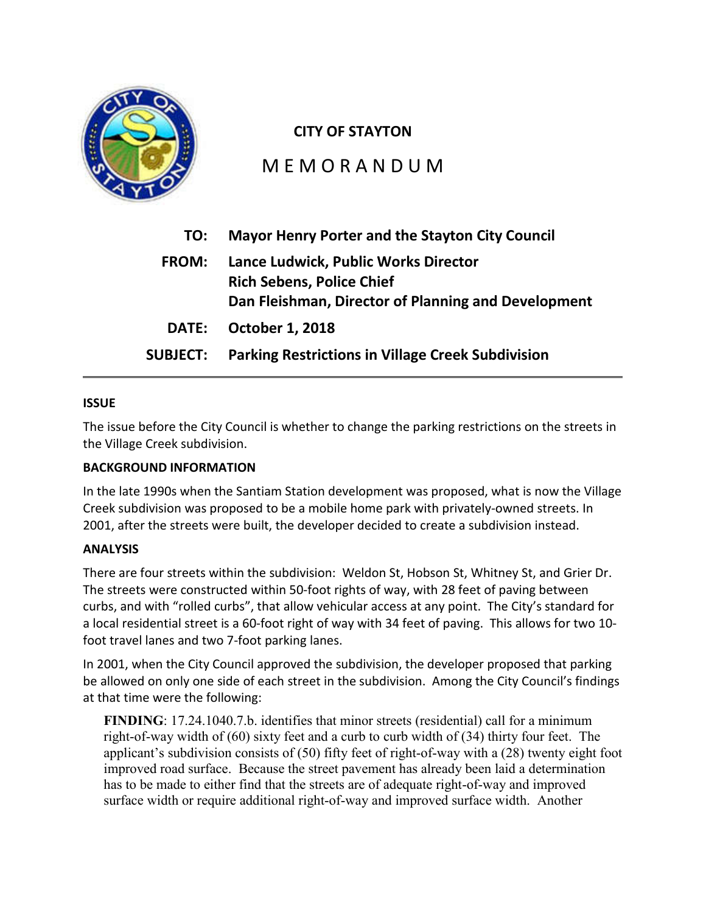**CITY OF STAYTON**

# MEMORANDUM

| | |
|---|---|
| **TO:** | **Mayor Henry Porter and the Stayton City Council** |
| **FROM:** | **Lance Ludwick, Public Works Director**<br>**Rich Sebens, Police Chief**<br>**Dan Fleishman, Director of Planning and Development** |
| **DATE:** | **October 1, 2018** |
| **SUBJECT:** | **Parking Restrictions in Village Creek Subdivision** |

---

**ISSUE**

The issue before the City Council is whether to change the parking restrictions on the streets in the Village Creek subdivision.

**BACKGROUND INFORMATION**

In the late 1990s when the Santiam Station development was proposed, what is now the Village Creek subdivision was proposed to be a mobile home park with privately-owned streets. In 2001, after the streets were built, the developer decided to create a subdivision instead.

**ANALYSIS**

There are four streets within the subdivision: Weldon St, Hobson St, Whitney St, and Grier Dr. The streets were constructed within 50-foot rights of way, with 28 feet of paving between curbs, and with "rolled curbs", that allow vehicular access at any point. The City's standard for a local residential street is a 60-foot right of way with 34 feet of paving. This allows for two 10-foot travel lanes and two 7-foot parking lanes.

In 2001, when the City Council approved the subdivision, the developer proposed that parking be allowed on only one side of each street in the subdivision. Among the City Council's findings at that time were the following:

> **FINDING**: 17.24.1040.7.b. identifies that minor streets (residential) call for a minimum right-of-way width of (60) sixty feet and a curb to curb width of (34) thirty four feet. The applicant's subdivision consists of (50) fifty feet of right-of-way with a (28) twenty eight foot improved road surface. Because the street pavement has already been laid a determination has to be made to either find that the streets are of adequate right-of-way and improved surface width or require additional right-of-way and improved surface width. Another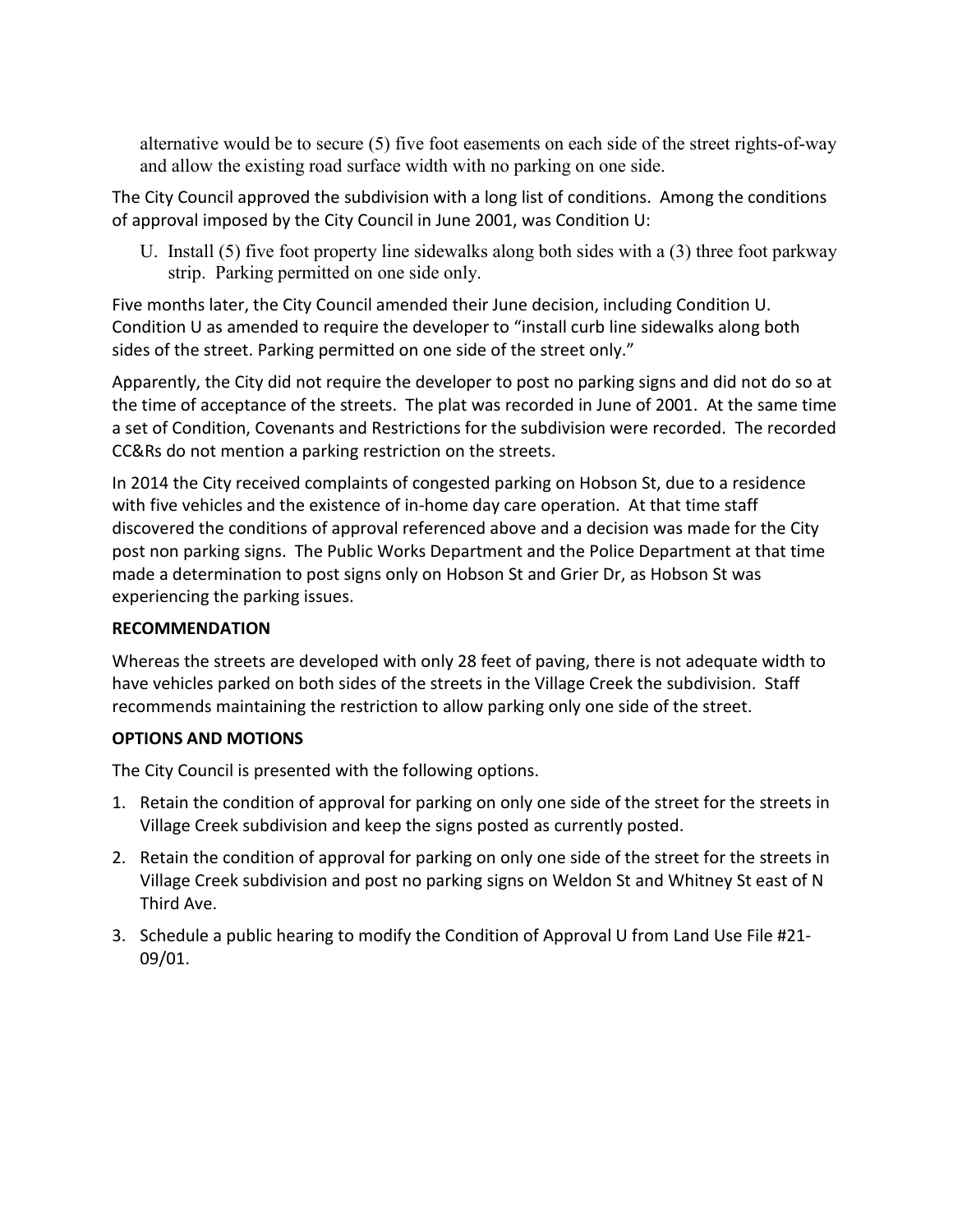alternative would be to secure (5) five foot easements on each side of the street rights-of-way and allow the existing road surface width with no parking on one side.

The City Council approved the subdivision with a long list of conditions. Among the conditions of approval imposed by the City Council in June 2001, was Condition U:

> U. Install (5) five foot property line sidewalks along both sides with a (3) three foot parkway strip. Parking permitted on one side only.

Five months later, the City Council amended their June decision, including Condition U. Condition U as amended to require the developer to "install curb line sidewalks along both sides of the street. Parking permitted on one side of the street only."

Apparently, the City did not require the developer to post no parking signs and did not do so at the time of acceptance of the streets. The plat was recorded in June of 2001. At the same time a set of Condition, Covenants and Restrictions for the subdivision were recorded. The recorded CC&Rs do not mention a parking restriction on the streets.

In 2014 the City received complaints of congested parking on Hobson St, due to a residence with five vehicles and the existence of in-home day care operation. At that time staff discovered the conditions of approval referenced above and a decision was made for the City post non parking signs. The Public Works Department and the Police Department at that time made a determination to post signs only on Hobson St and Grier Dr, as Hobson St was experiencing the parking issues.

**RECOMMENDATION**

Whereas the streets are developed with only 28 feet of paving, there is not adequate width to have vehicles parked on both sides of the streets in the Village Creek the subdivision. Staff recommends maintaining the restriction to allow parking only one side of the street.

**OPTIONS AND MOTIONS**

The City Council is presented with the following options.

1. Retain the condition of approval for parking on only one side of the street for the streets in Village Creek subdivision and keep the signs posted as currently posted.
2. Retain the condition of approval for parking on only one side of the street for the streets in Village Creek subdivision and post no parking signs on Weldon St and Whitney St east of N Third Ave.
3. Schedule a public hearing to modify the Condition of Approval U from Land Use File #21-09/01.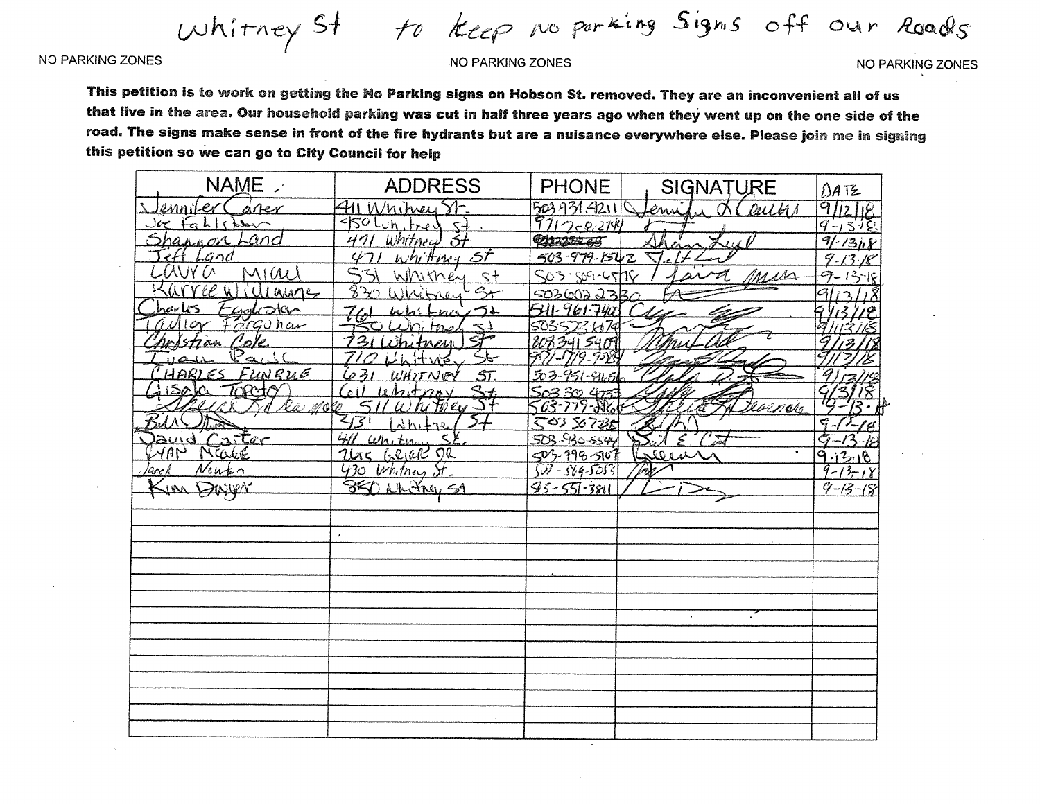Whitney St to keep no parking signs off our Roads

NO PARKING ZONES NO PARKING ZONES NO PARKING ZONES

**This petition is to work on getting the No Parking signs on Hobson St. removed. They are an inconvenient all of us that live in the area. Our household parking was cut in half three years ago when they went up on the one side of the road. The signs make sense in front of the fire hydrants but are a nuisance everywhere else. Please join me in signing this petition so we can go to City Council for help**

| NAME | ADDRESS | PHONE | SIGNATURE | DATE |
|---|---|---|---|---|
| Jennifer Carter | 411 Whitney St. | 503 931 4211 | Jennifer L Carter | 9/12/18 |
| Joe Fahlstrom | 450 Whitney St. | 971 2?8 ?144 | | 9-13-18 |
| Shannon Land | 471 Whitney St | | Shannon Land | 9/13/18 |
| Jeff Land | 471 Whitney St | 503 979 1542 | Jeff Land | 9-13-18 |
| Laura Mian | 531 Whitney st | 503 509 4578 | Laura Mian | 9-13-18 |
| Karree Williams | 830 Whitney St | 503 602 2330 | | 9/13/18 |
| Charles Egglestor | 761 Whitney St | 541-961-7405 | | 9/13/18 |
| Taylor Farquhar | 750 Whitney St | 503 523 1874 | | 9/13/18 |
| Christian Cole | 731 Whitney St | 808 341 5409 | | 9/13/18 |
| Ivan Paul | 710 Whitney St | 971-719-9789 | | 9/13/18 |
| CHARLES FUNBUE | 631 WHITNEY ST. | 503-951-8656 | | 9/13/18 |
| Gisela Tordo | 611 Whitney St | 503 302 4733 | | 9/3/18 |
| Sheila Delamore | 511 Whitney St | 503-779-8860 | Sheila Delamore | 9-13-18 |
| Bill | 431 Whitney St | 503 507 235 | | 9-13-18 |
| David Carter | 411 Whitney St. | 503-930-5544 | David E Carter | 9-13-18 |
| RYAN MCABE | 2665 GEIER DR | 503-998-5107 | | 9-13-18 |
| Jarel Newton | 430 Whitney St. | 503-569-5053 | | 9-13-18 |
| Kim Dwyer | 850 Whitney St | 5?5-551-3811 | | 9-13-18 |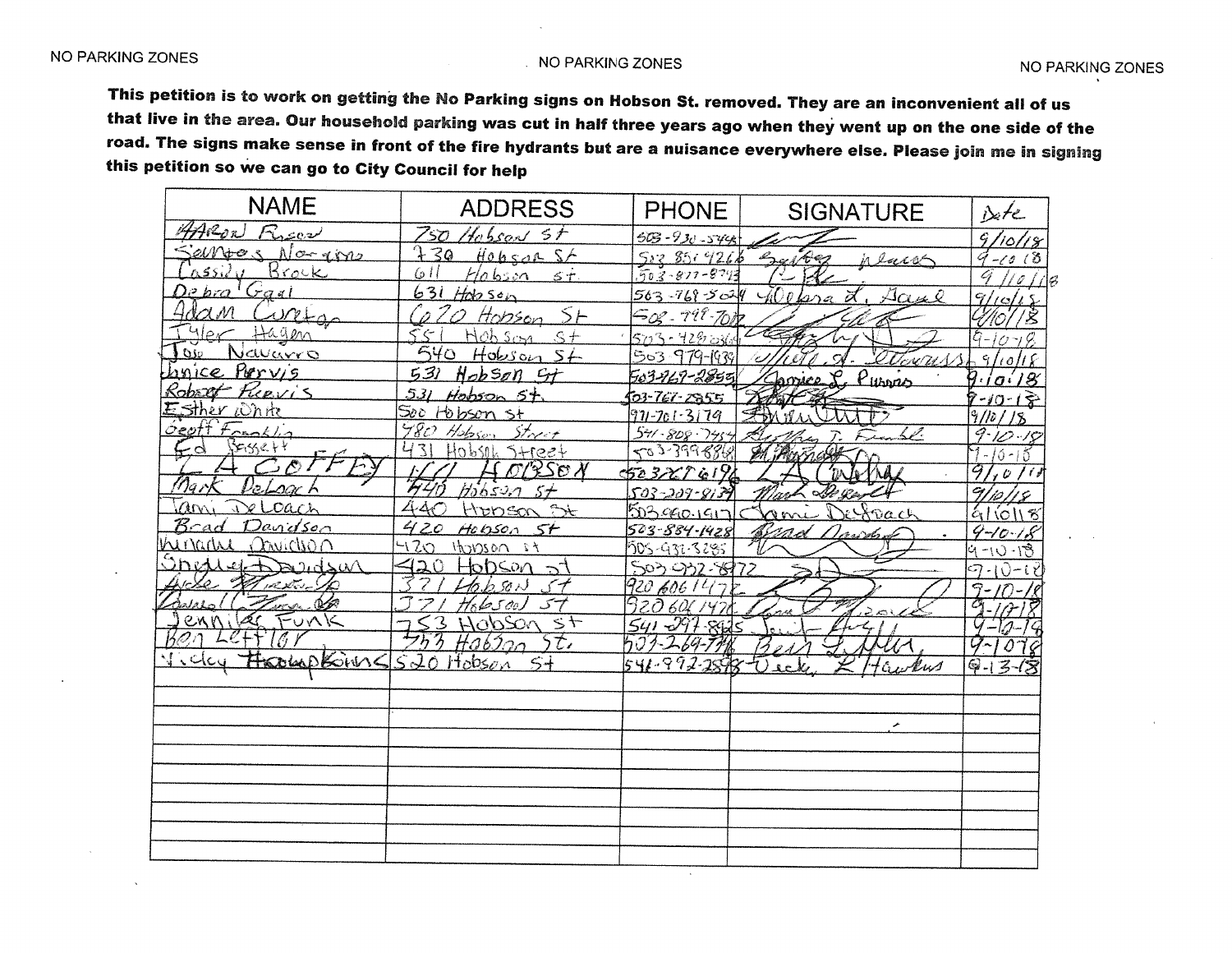NO PARKING ZONES

**This petition is to work on getting the No Parking signs on Hobson St. removed. They are an inconvenient all of us that live in the area. Our household parking was cut in half three years ago when they went up on the one side of the road. The signs make sense in front of the fire hydrants but are a nuisance everywhere else. Please join me in signing this petition so we can go to City Council for help**

| NAME | ADDRESS | PHONE | SIGNATURE | Date |
|---|---|---|---|---|
| Aaron Rusco | 750 Hobson St | 503-930-5448 | | 9/10/18 |
| Santos Norgins | 730 Hobson St | 503 851 9266 | Santos | 9-10-18 |
| Cassidy Brock | 611 Hobson st. | 503-877-8743 | C Brk | 9/10/18 |
| Debra Gaal | 631 Hobson | 503-769-5024 | Debra L. Gaal | 9/10/18 |
| Adam Cureton | 620 Hobson St | 503-799-7012 | | 9/10/18 |
| Tyler Hagen | 551 Hobson St | 503-428-0364 | | 9-10-18 |
| Joe Navarro | 540 Hobson St | 503 979-1939 | Joe A. Navarro | 9/10/18 |
| Janice Purvis | 531 Hobson St | 503-769-2855 | Janice L. Purvis | 9-10-18 |
| Robert Purvis | 531 Hobson St. | 503-769-2855 | | 9-10-18 |
| Esther White | 500 Hobson st | 971-701-3179 | | 9/10/18 |
| Geoff Franklin | 480 Hobson Street | 541-808-7454 | Geoffrey T. Franklin | 9-10-18 |
| Ed Bassett | 431 Hobson Street | 503-399-8868 | | 9-10-18 |
| L A COFFEY | 461 HOBSON | 503 769 6196 | L A Coffey | 9/10/18 |
| Mark DeLoach | 440 Hobson st | 503-209-8139 | Mark DeLoach | 9/10/18 |
| Tami DeLoach | 440 Hobson St | 503.990.1917 | Tami DeLoach | 9/10/18 |
| Brad Davidson | 420 Hobson St | 503-884-1428 | Brad Davidson | 9-10-18 |
| Kinlalie Davidson | 420 Hobson St | 503-932-3285 | | 9-10-18 |
| Shelley Davidson | 420 Hobson St | 503-932-8872 | | 9-10-18 |
| | 371 Hobson St | 920 606 1477 | | 9-10-18 |
| | 371 Hobson St | 920 606 1476 | | 9-10-18 |
| Jennifer Funk | 753 Hobson St | 541-297-8625 | | 9-10-18 |
| Ben Leffler | 753 Hobson St. | 503-269-7996 | Ben Leffler | 9-10-18 |
| Vicky Hawkins | 520 Hobson St | 541-992-2598 | Vicky L Hawkins | 9-13-18 |